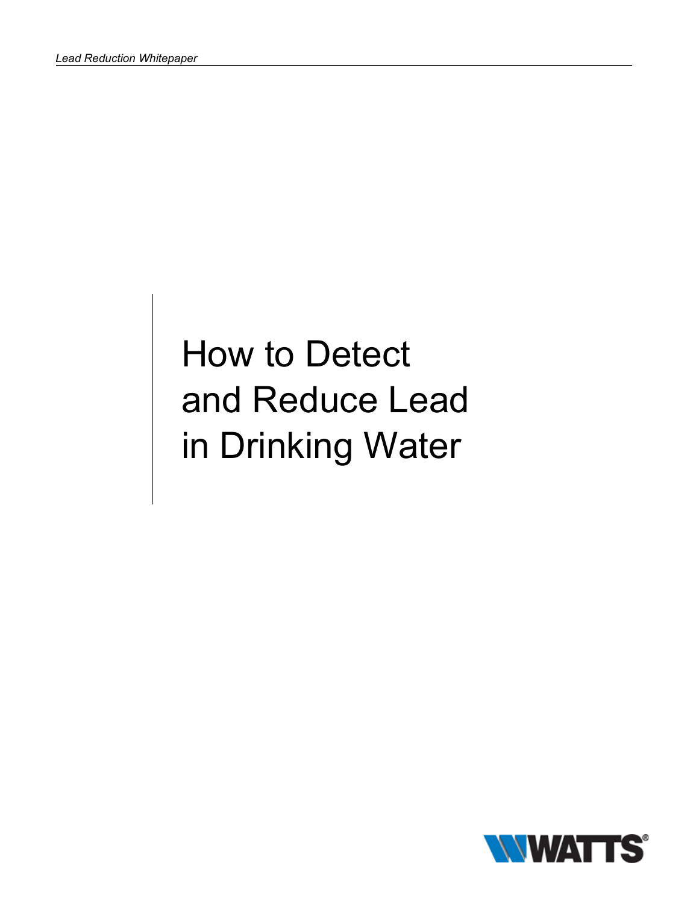# How to Detect and Reduce Lead in Drinking Water

WATTS®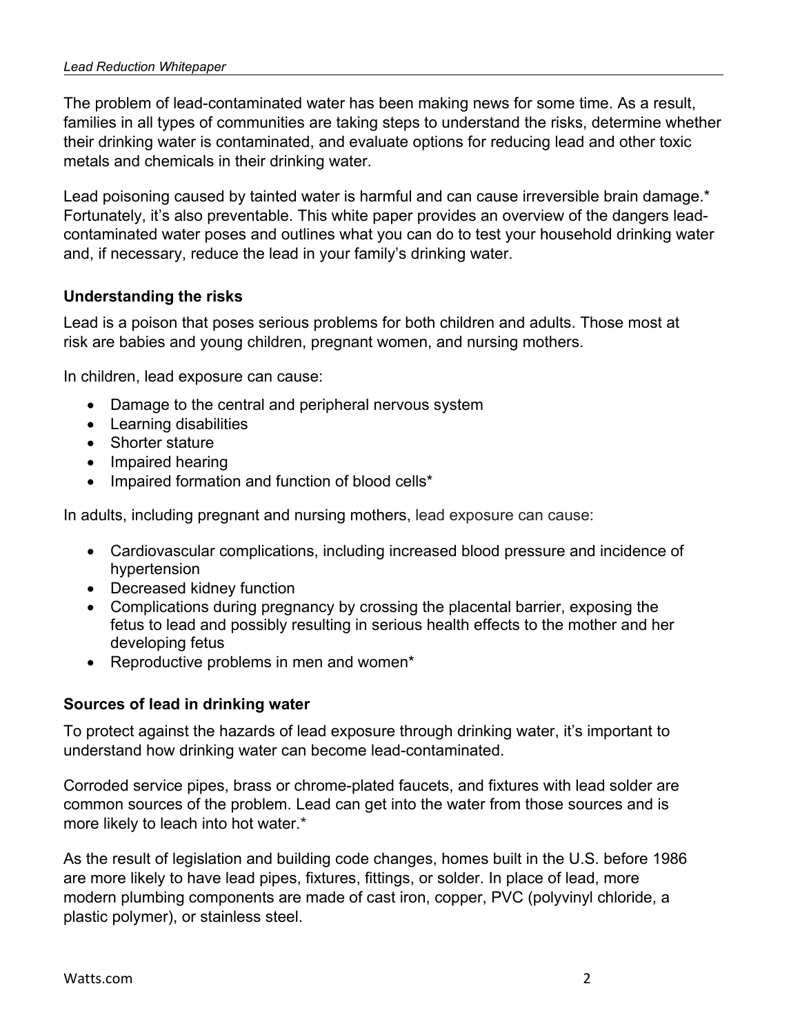The problem of lead-contaminated water has been making news for some time. As a result, families in all types of communities are taking steps to understand the risks, determine whether their drinking water is contaminated, and evaluate options for reducing lead and other toxic metals and chemicals in their drinking water.

Lead poisoning caused by tainted water is harmful and can cause irreversible brain damage.* Fortunately, it's also preventable. This white paper provides an overview of the dangers lead-contaminated water poses and outlines what you can do to test your household drinking water and, if necessary, reduce the lead in your family's drinking water.

### Understanding the risks

Lead is a poison that poses serious problems for both children and adults. Those most at risk are babies and young children, pregnant women, and nursing mothers.

In children, lead exposure can cause:

- Damage to the central and peripheral nervous system
- Learning disabilities
- Shorter stature
- Impaired hearing
- Impaired formation and function of blood cells*

In adults, including pregnant and nursing mothers, lead exposure can cause:

- Cardiovascular complications, including increased blood pressure and incidence of hypertension
- Decreased kidney function
- Complications during pregnancy by crossing the placental barrier, exposing the fetus to lead and possibly resulting in serious health effects to the mother and her developing fetus
- Reproductive problems in men and women*

### Sources of lead in drinking water

To protect against the hazards of lead exposure through drinking water, it's important to understand how drinking water can become lead-contaminated.

Corroded service pipes, brass or chrome-plated faucets, and fixtures with lead solder are common sources of the problem. Lead can get into the water from those sources and is more likely to leach into hot water.*

As the result of legislation and building code changes, homes built in the U.S. before 1986 are more likely to have lead pipes, fixtures, fittings, or solder. In place of lead, more modern plumbing components are made of cast iron, copper, PVC (polyvinyl chloride, a plastic polymer), or stainless steel.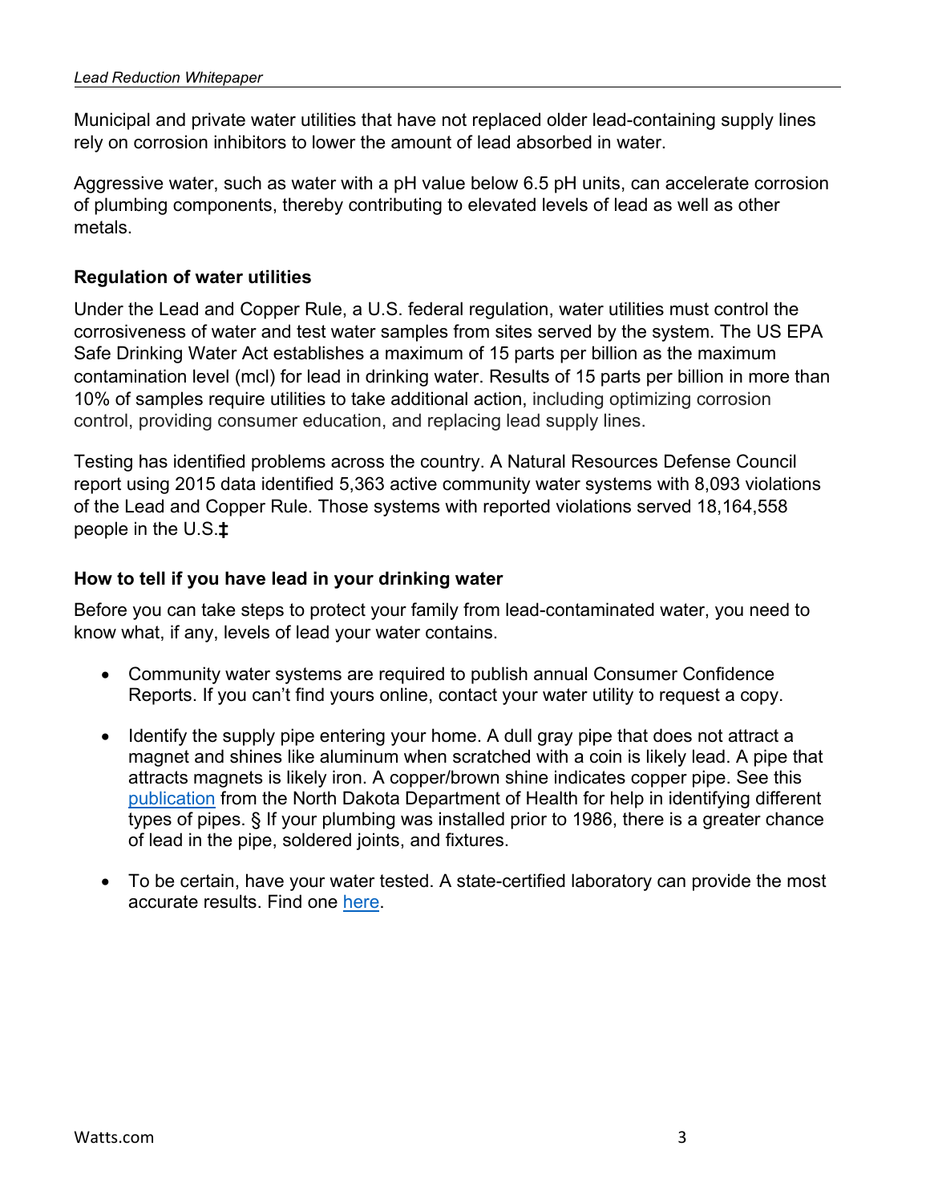Municipal and private water utilities that have not replaced older lead-containing supply lines rely on corrosion inhibitors to lower the amount of lead absorbed in water.

Aggressive water, such as water with a pH value below 6.5 pH units, can accelerate corrosion of plumbing components, thereby contributing to elevated levels of lead as well as other metals.

### Regulation of water utilities

Under the Lead and Copper Rule, a U.S. federal regulation, water utilities must control the corrosiveness of water and test water samples from sites served by the system. The US EPA Safe Drinking Water Act establishes a maximum of 15 parts per billion as the maximum contamination level (mcl) for lead in drinking water. Results of 15 parts per billion in more than 10% of samples require utilities to take additional action, including optimizing corrosion control, providing consumer education, and replacing lead supply lines.

Testing has identified problems across the country. A Natural Resources Defense Council report using 2015 data identified 5,363 active community water systems with 8,093 violations of the Lead and Copper Rule. Those systems with reported violations served 18,164,558 people in the U.S.‡

### How to tell if you have lead in your drinking water

Before you can take steps to protect your family from lead-contaminated water, you need to know what, if any, levels of lead your water contains.

- Community water systems are required to publish annual Consumer Confidence Reports. If you can't find yours online, contact your water utility to request a copy.

- Identify the supply pipe entering your home. A dull gray pipe that does not attract a magnet and shines like aluminum when scratched with a coin is likely lead. A pipe that attracts magnets is likely iron. A copper/brown shine indicates copper pipe. See this publication from the North Dakota Department of Health for help in identifying different types of pipes. § If your plumbing was installed prior to 1986, there is a greater chance of lead in the pipe, soldered joints, and fixtures.

- To be certain, have your water tested. A state-certified laboratory can provide the most accurate results. Find one here.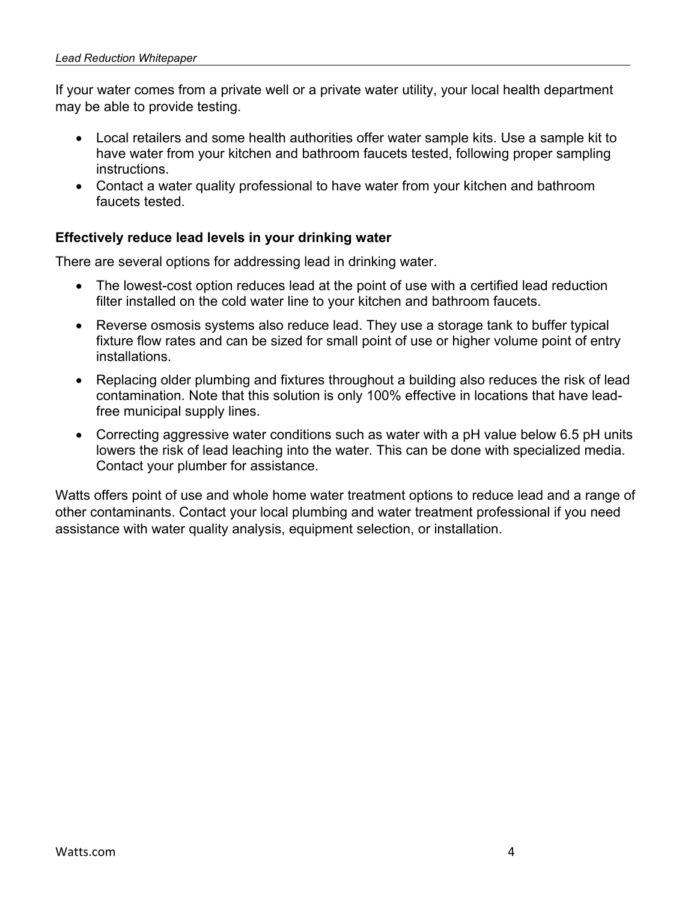If your water comes from a private well or a private water utility, your local health department may be able to provide testing.

- Local retailers and some health authorities offer water sample kits. Use a sample kit to have water from your kitchen and bathroom faucets tested, following proper sampling instructions.
- Contact a water quality professional to have water from your kitchen and bathroom faucets tested.

**Effectively reduce lead levels in your drinking water**

There are several options for addressing lead in drinking water.

- The lowest-cost option reduces lead at the point of use with a certified lead reduction filter installed on the cold water line to your kitchen and bathroom faucets.
- Reverse osmosis systems also reduce lead. They use a storage tank to buffer typical fixture flow rates and can be sized for small point of use or higher volume point of entry installations.
- Replacing older plumbing and fixtures throughout a building also reduces the risk of lead contamination. Note that this solution is only 100% effective in locations that have lead-free municipal supply lines.
- Correcting aggressive water conditions such as water with a pH value below 6.5 pH units lowers the risk of lead leaching into the water. This can be done with specialized media. Contact your plumber for assistance.

Watts offers point of use and whole home water treatment options to reduce lead and a range of other contaminants. Contact your local plumbing and water treatment professional if you need assistance with water quality analysis, equipment selection, or installation.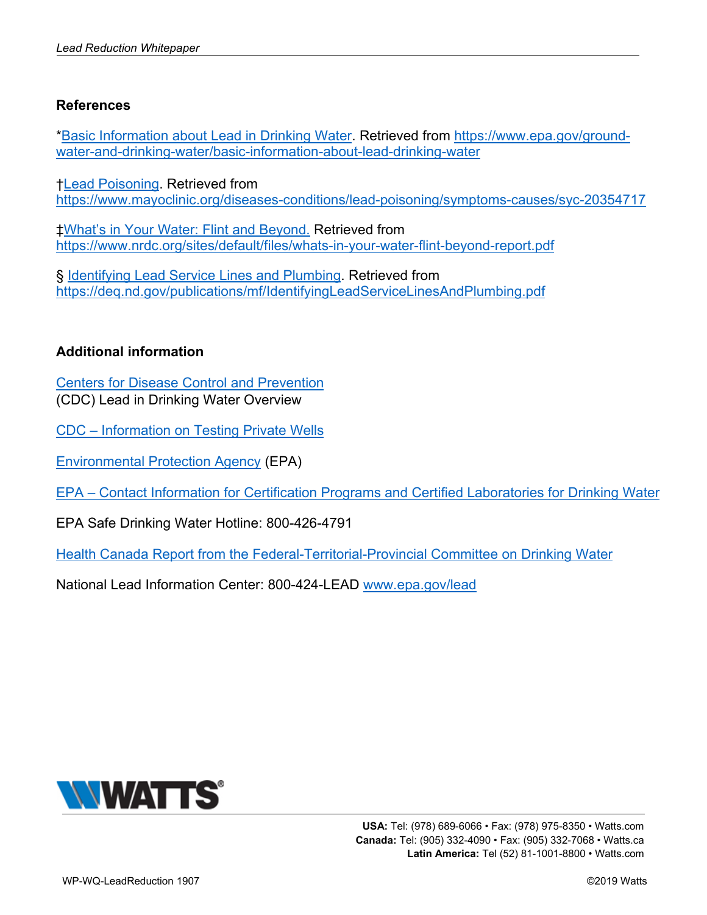## References

*Basic Information about Lead in Drinking Water. Retrieved from https://www.epa.gov/ground-water-and-drinking-water/basic-information-about-lead-drinking-water

†Lead Poisoning. Retrieved from https://www.mayoclinic.org/diseases-conditions/lead-poisoning/symptoms-causes/syc-20354717

‡What's in Your Water: Flint and Beyond. Retrieved from https://www.nrdc.org/sites/default/files/whats-in-your-water-flint-beyond-report.pdf

§ Identifying Lead Service Lines and Plumbing. Retrieved from https://deq.nd.gov/publications/mf/IdentifyingLeadServiceLinesAndPlumbing.pdf

## Additional information

Centers for Disease Control and Prevention (CDC) Lead in Drinking Water Overview

CDC – Information on Testing Private Wells

Environmental Protection Agency (EPA)

EPA – Contact Information for Certification Programs and Certified Laboratories for Drinking Water

EPA Safe Drinking Water Hotline: 800-426-4791

Health Canada Report from the Federal-Territorial-Provincial Committee on Drinking Water

National Lead Information Center: 800-424-LEAD www.epa.gov/lead

WATTS®

**USA:** Tel: (978) 689-6066 • Fax: (978) 975-8350 • Watts.com
**Canada:** Tel: (905) 332-4090 • Fax: (905) 332-7068 • Watts.ca
**Latin America:** Tel (52) 81-1001-8800 • Watts.com

WP-WQ-LeadReduction 1907

©2019 Watts